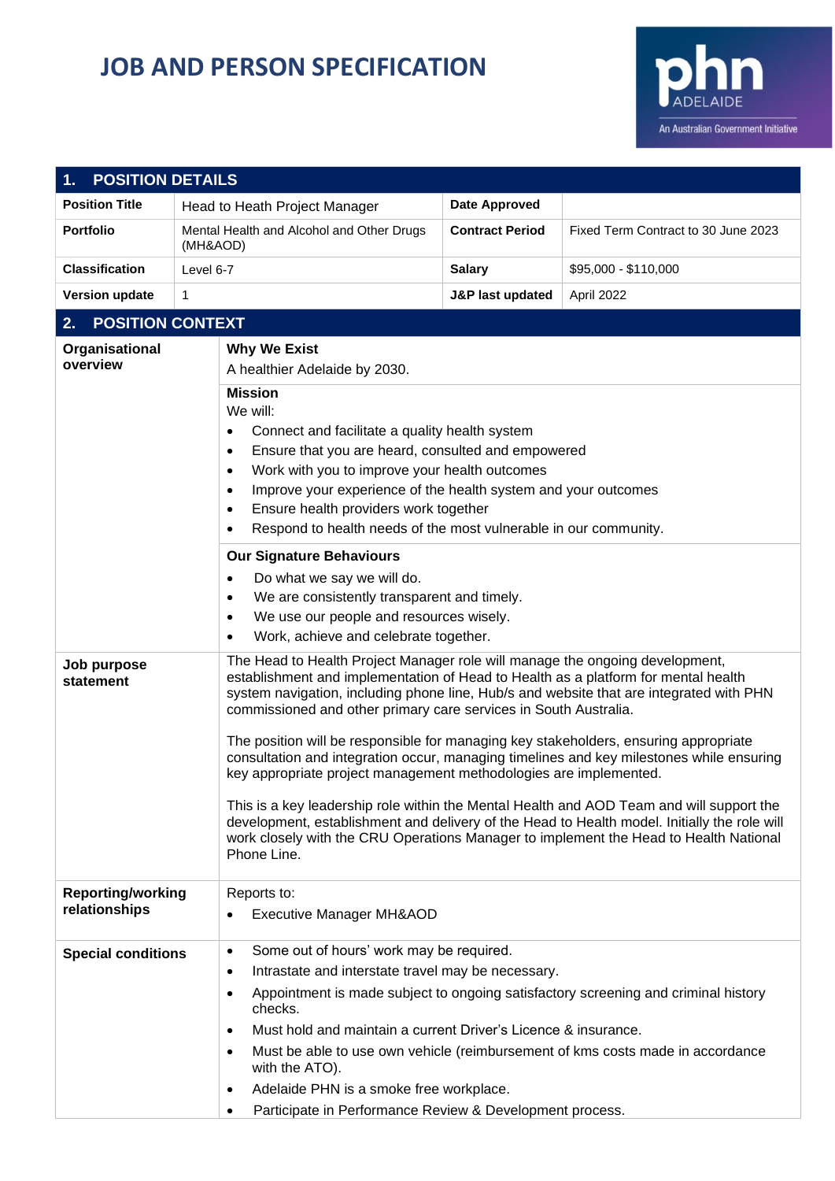# JOB AND PERSON SPECIFICATION

phn ADELAIDE
An Australian Government Initiative

## 1. POSITION DETAILS

| Position Title | Head to Heath Project Manager | Date Approved | |
|---|---|---|---|
| Portfolio | Mental Health and Alcohol and Other Drugs (MH&AOD) | Contract Period | Fixed Term Contract to 30 June 2023 |
| Classification | Level 6-7 | Salary | $95,000 - $110,000 |
| Version update | 1 | J&P last updated | April 2022 |

## 2. POSITION CONTEXT

### Organisational overview

**Why We Exist**

A healthier Adelaide by 2030.

**Mission**

We will:

- Connect and facilitate a quality health system
- Ensure that you are heard, consulted and empowered
- Work with you to improve your health outcomes
- Improve your experience of the health system and your outcomes
- Ensure health providers work together
- Respond to health needs of the most vulnerable in our community.

**Our Signature Behaviours**

- Do what we say we will do.
- We are consistently transparent and timely.
- We use our people and resources wisely.
- Work, achieve and celebrate together.

### Job purpose statement

The Head to Health Project Manager role will manage the ongoing development, establishment and implementation of Head to Health as a platform for mental health system navigation, including phone line, Hub/s and website that are integrated with PHN commissioned and other primary care services in South Australia.

The position will be responsible for managing key stakeholders, ensuring appropriate consultation and integration occur, managing timelines and key milestones while ensuring key appropriate project management methodologies are implemented.

This is a key leadership role within the Mental Health and AOD Team and will support the development, establishment and delivery of the Head to Health model. Initially the role will work closely with the CRU Operations Manager to implement the Head to Health National Phone Line.

### Reporting/working relationships

Reports to:

- Executive Manager MH&AOD

### Special conditions

- Some out of hours' work may be required.
- Intrastate and interstate travel may be necessary.
- Appointment is made subject to ongoing satisfactory screening and criminal history checks.
- Must hold and maintain a current Driver's Licence & insurance.
- Must be able to use own vehicle (reimbursement of kms costs made in accordance with the ATO).
- Adelaide PHN is a smoke free workplace.
- Participate in Performance Review & Development process.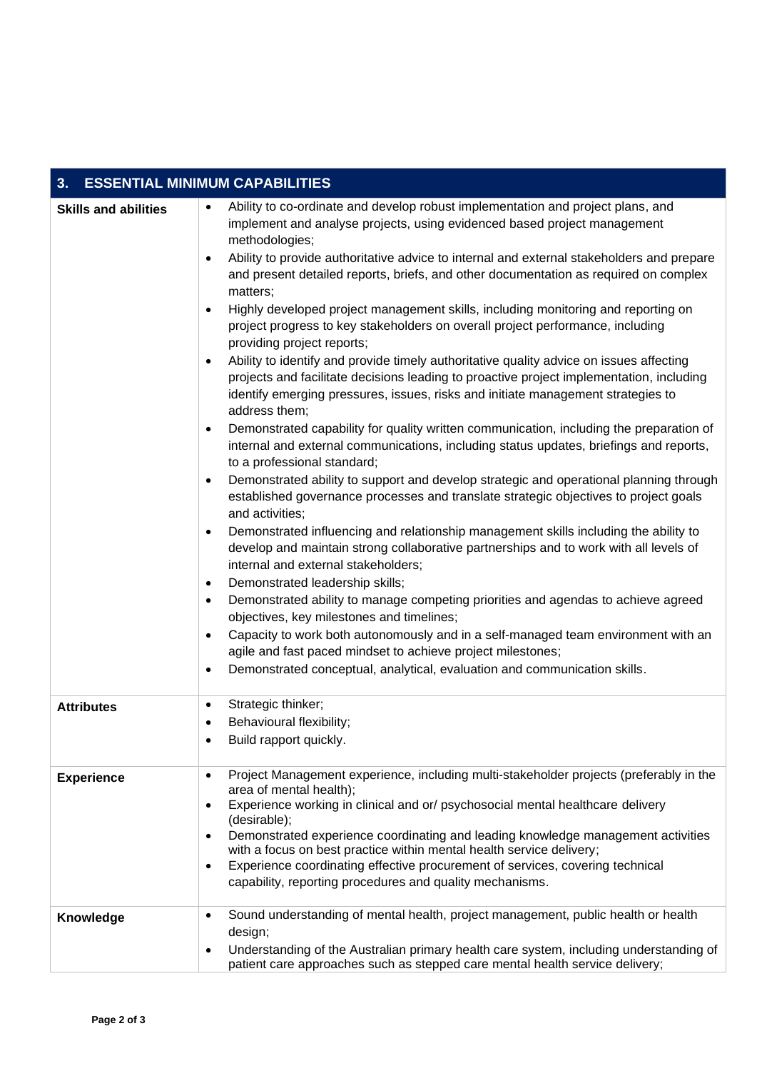## 3. ESSENTIAL MINIMUM CAPABILITIES

| | |
|---|---|
| **Skills and abilities** | • Ability to co-ordinate and develop robust implementation and project plans, and implement and analyse projects, using evidenced based project management methodologies;<br>• Ability to provide authoritative advice to internal and external stakeholders and prepare and present detailed reports, briefs, and other documentation as required on complex matters;<br>• Highly developed project management skills, including monitoring and reporting on project progress to key stakeholders on overall project performance, including providing project reports;<br>• Ability to identify and provide timely authoritative quality advice on issues affecting projects and facilitate decisions leading to proactive project implementation, including identify emerging pressures, issues, risks and initiate management strategies to address them;<br>• Demonstrated capability for quality written communication, including the preparation of internal and external communications, including status updates, briefings and reports, to a professional standard;<br>• Demonstrated ability to support and develop strategic and operational planning through established governance processes and translate strategic objectives to project goals and activities;<br>• Demonstrated influencing and relationship management skills including the ability to develop and maintain strong collaborative partnerships and to work with all levels of internal and external stakeholders;<br>• Demonstrated leadership skills;<br>• Demonstrated ability to manage competing priorities and agendas to achieve agreed objectives, key milestones and timelines;<br>• Capacity to work both autonomously and in a self-managed team environment with an agile and fast paced mindset to achieve project milestones;<br>• Demonstrated conceptual, analytical, evaluation and communication skills. |
| **Attributes** | • Strategic thinker;<br>• Behavioural flexibility;<br>• Build rapport quickly. |
| **Experience** | • Project Management experience, including multi-stakeholder projects (preferably in the area of mental health);<br>• Experience working in clinical and or/ psychosocial mental healthcare delivery (desirable);<br>• Demonstrated experience coordinating and leading knowledge management activities with a focus on best practice within mental health service delivery;<br>• Experience coordinating effective procurement of services, covering technical capability, reporting procedures and quality mechanisms. |
| **Knowledge** | • Sound understanding of mental health, project management, public health or health design;<br>• Understanding of the Australian primary health care system, including understanding of patient care approaches such as stepped care mental health service delivery; |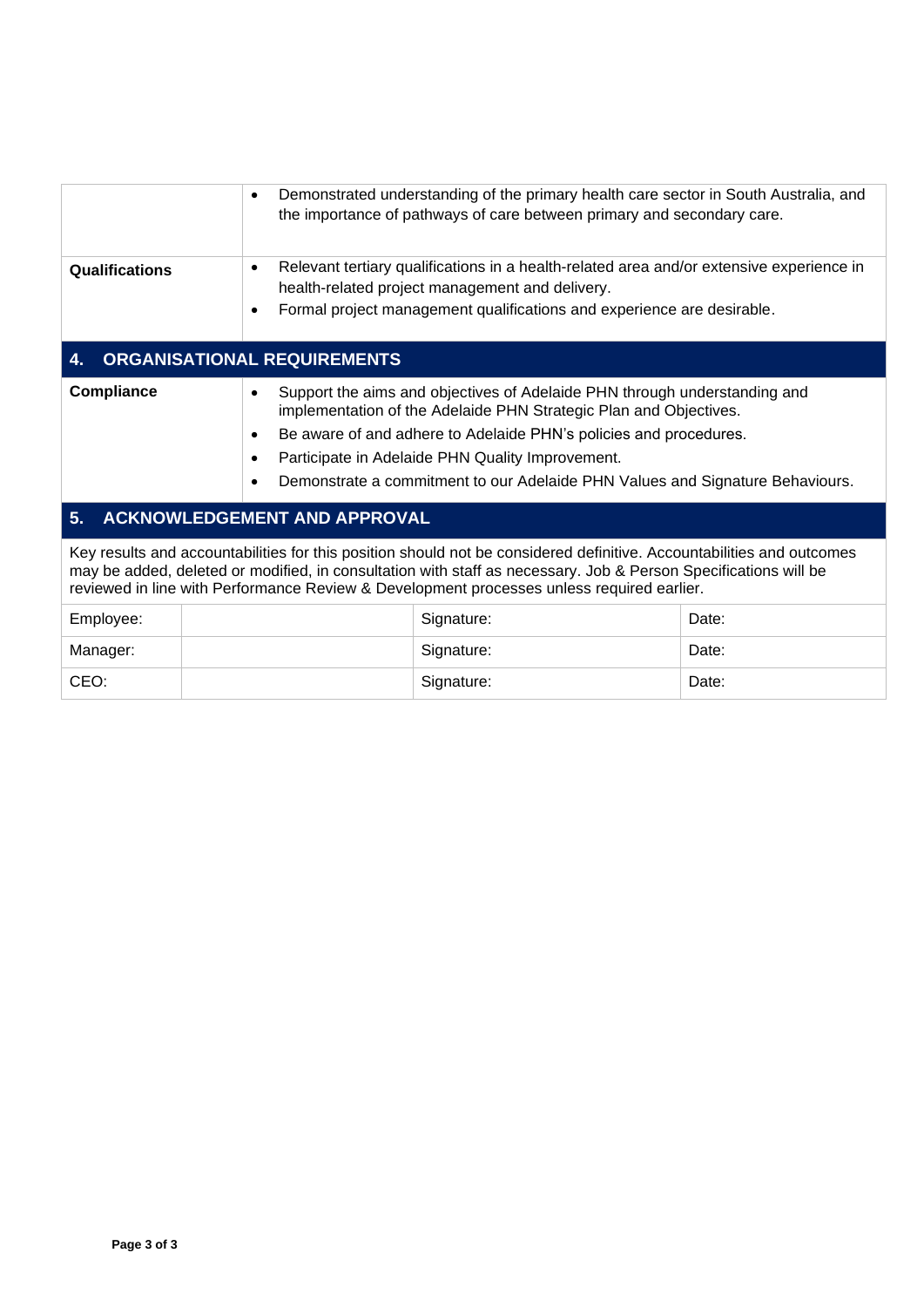| | |
|---|---|
| | • Demonstrated understanding of the primary health care sector in South Australia, and the importance of pathways of care between primary and secondary care. |
| **Qualifications** | • Relevant tertiary qualifications in a health-related area and/or extensive experience in health-related project management and delivery.<br>• Formal project management qualifications and experience are desirable. |

## 4. ORGANISATIONAL REQUIREMENTS

| | |
|---|---|
| **Compliance** | • Support the aims and objectives of Adelaide PHN through understanding and implementation of the Adelaide PHN Strategic Plan and Objectives.<br>• Be aware of and adhere to Adelaide PHN's policies and procedures.<br>• Participate in Adelaide PHN Quality Improvement.<br>• Demonstrate a commitment to our Adelaide PHN Values and Signature Behaviours. |

## 5. ACKNOWLEDGEMENT AND APPROVAL

Key results and accountabilities for this position should not be considered definitive. Accountabilities and outcomes may be added, deleted or modified, in consultation with staff as necessary. Job & Person Specifications will be reviewed in line with Performance Review & Development processes unless required earlier.

| | | | |
|---|---|---|---|
| Employee: | | Signature: | Date: |
| Manager: | | Signature: | Date: |
| CEO: | | Signature: | Date: |